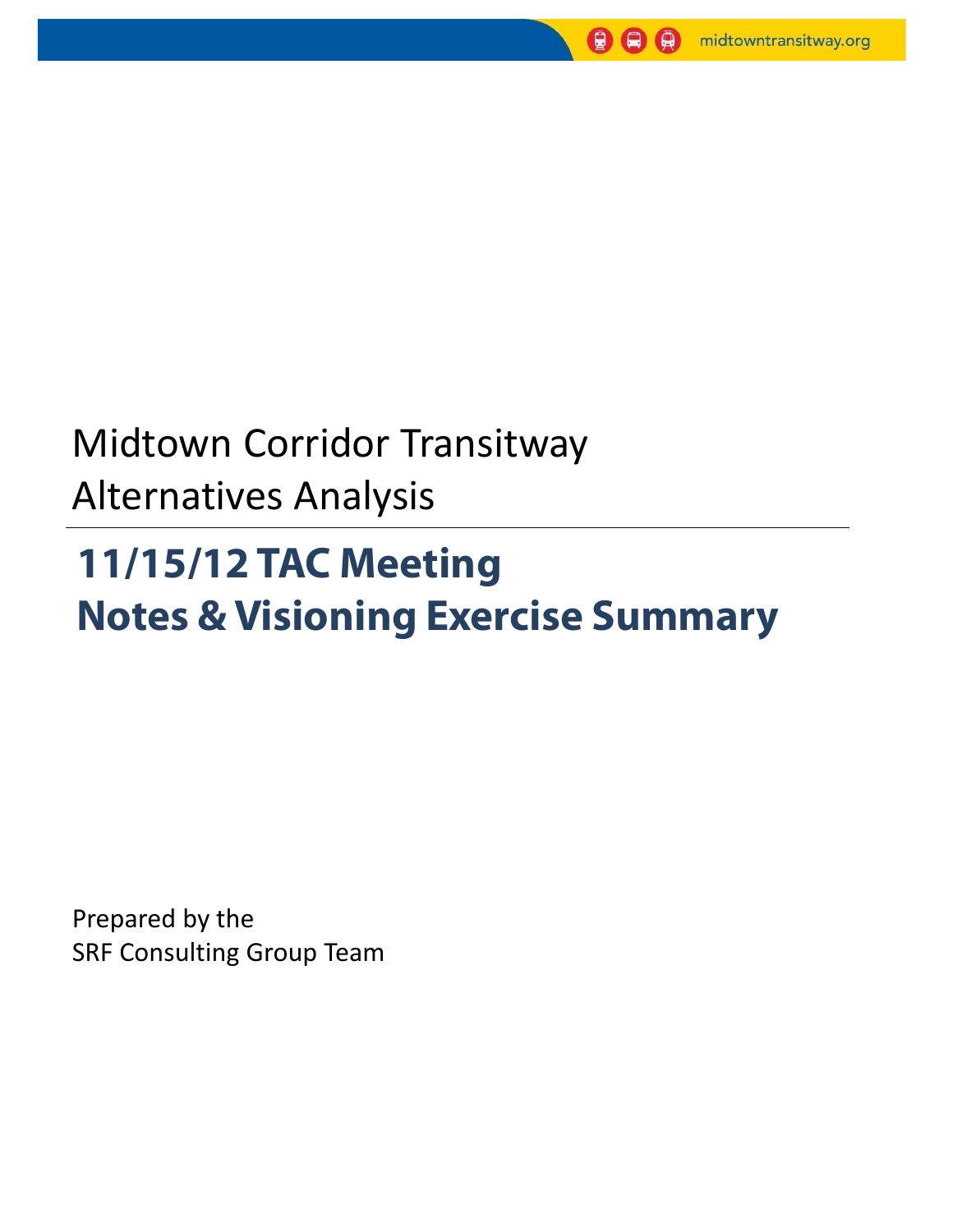Midtown Corridor Transitway
Alternatives Analysis

# 11/15/12 TAC Meeting
# Notes & Visioning Exercise Summary

Prepared by the
SRF Consulting Group Team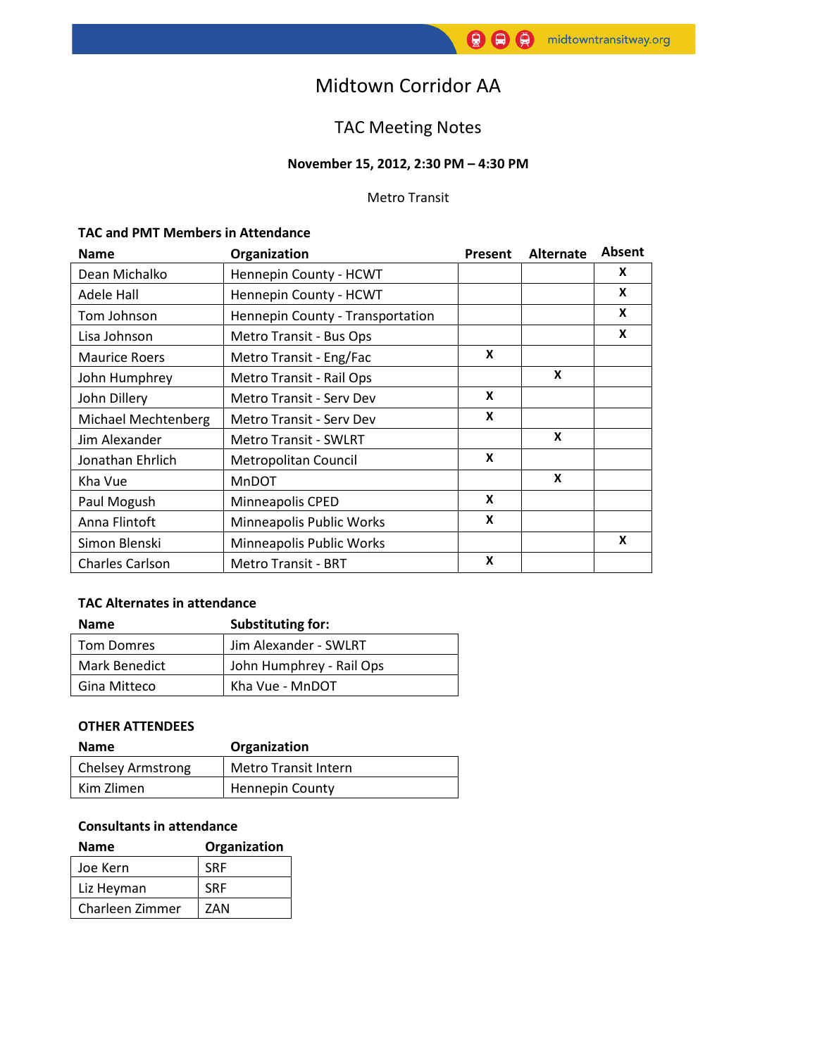# Midtown Corridor AA

## TAC Meeting Notes

**November 15, 2012, 2:30 PM – 4:30 PM**

Metro Transit

**TAC and PMT Members in Attendance**

| Name | Organization | Present | Alternate | Absent |
|---|---|---|---|---|
| Dean Michalko | Hennepin County - HCWT | | | X |
| Adele Hall | Hennepin County - HCWT | | | X |
| Tom Johnson | Hennepin County - Transportation | | | X |
| Lisa Johnson | Metro Transit - Bus Ops | | | X |
| Maurice Roers | Metro Transit - Eng/Fac | X | | |
| John Humphrey | Metro Transit - Rail Ops | | X | |
| John Dillery | Metro Transit - Serv Dev | X | | |
| Michael Mechtenberg | Metro Transit - Serv Dev | X | | |
| Jim Alexander | Metro Transit - SWLRT | | X | |
| Jonathan Ehrlich | Metropolitan Council | X | | |
| Kha Vue | MnDOT | | X | |
| Paul Mogush | Minneapolis CPED | X | | |
| Anna Flintoft | Minneapolis Public Works | X | | |
| Simon Blenski | Minneapolis Public Works | | | X |
| Charles Carlson | Metro Transit - BRT | X | | |

**TAC Alternates in attendance**

| Name | Substituting for: |
|---|---|
| Tom Domres | Jim Alexander - SWLRT |
| Mark Benedict | John Humphrey - Rail Ops |
| Gina Mitteco | Kha Vue - MnDOT |

**OTHER ATTENDEES**

| Name | Organization |
|---|---|
| Chelsey Armstrong | Metro Transit Intern |
| Kim Zlimen | Hennepin County |

**Consultants in attendance**

| Name | Organization |
|---|---|
| Joe Kern | SRF |
| Liz Heyman | SRF |
| Charleen Zimmer | ZAN |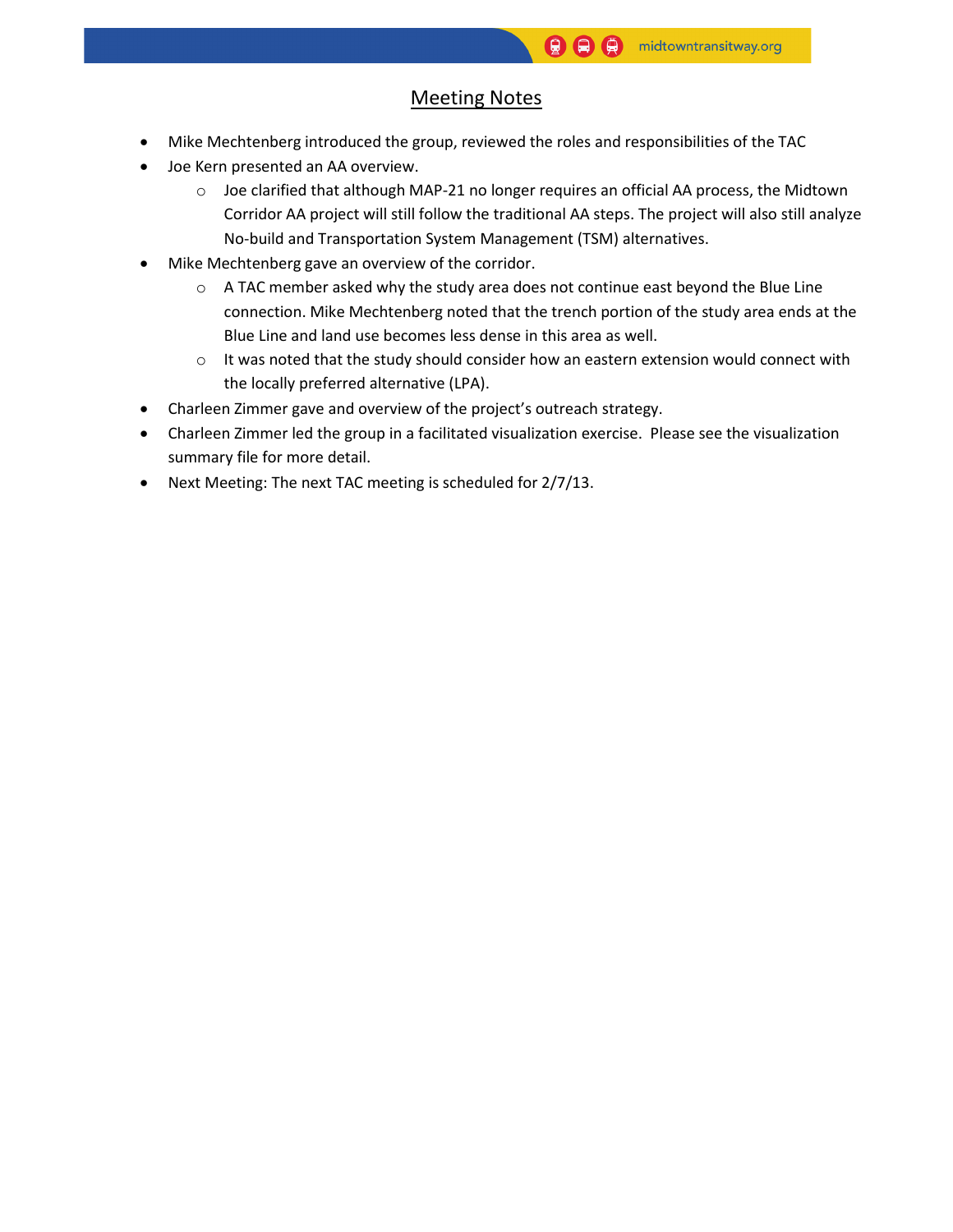# Meeting Notes

- Mike Mechtenberg introduced the group, reviewed the roles and responsibilities of the TAC
- Joe Kern presented an AA overview.
  - Joe clarified that although MAP-21 no longer requires an official AA process, the Midtown Corridor AA project will still follow the traditional AA steps. The project will also still analyze No-build and Transportation System Management (TSM) alternatives.
- Mike Mechtenberg gave an overview of the corridor.
  - A TAC member asked why the study area does not continue east beyond the Blue Line connection. Mike Mechtenberg noted that the trench portion of the study area ends at the Blue Line and land use becomes less dense in this area as well.
  - It was noted that the study should consider how an eastern extension would connect with the locally preferred alternative (LPA).
- Charleen Zimmer gave and overview of the project's outreach strategy.
- Charleen Zimmer led the group in a facilitated visualization exercise. Please see the visualization summary file for more detail.
- Next Meeting: The next TAC meeting is scheduled for 2/7/13.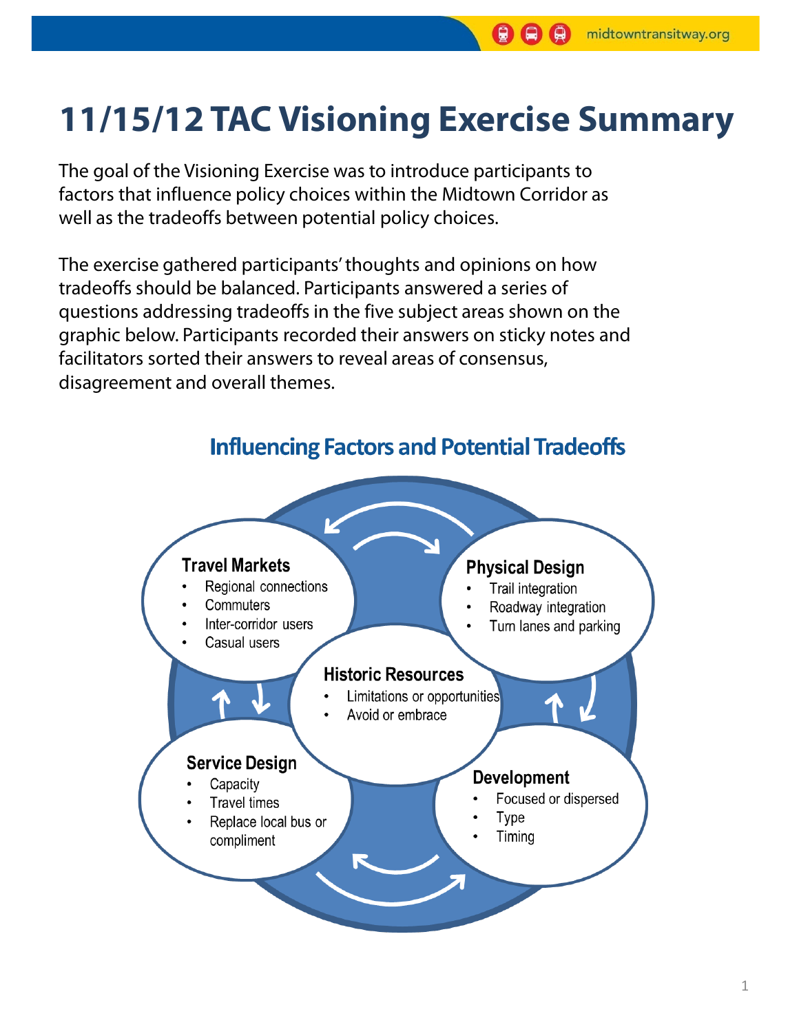# 11/15/12 TAC Visioning Exercise Summary

The goal of the Visioning Exercise was to introduce participants to factors that influence policy choices within the Midtown Corridor as well as the tradeoffs between potential policy choices.

The exercise gathered participants' thoughts and opinions on how tradeoffs should be balanced. Participants answered a series of questions addressing tradeoffs in the five subject areas shown on the graphic below. Participants recorded their answers on sticky notes and facilitators sorted their answers to reveal areas of consensus, disagreement and overall themes.

## Influencing Factors and Potential Tradeoffs

**Travel Markets**
- Regional connections
- Commuters
- Inter-corridor users
- Casual users

**Physical Design**
- Trail integration
- Roadway integration
- Turn lanes and parking

**Historic Resources**
- Limitations or opportunities
- Avoid or embrace

**Service Design**
- Capacity
- Travel times
- Replace local bus or compliment

**Development**
- Focused or dispersed
- Type
- Timing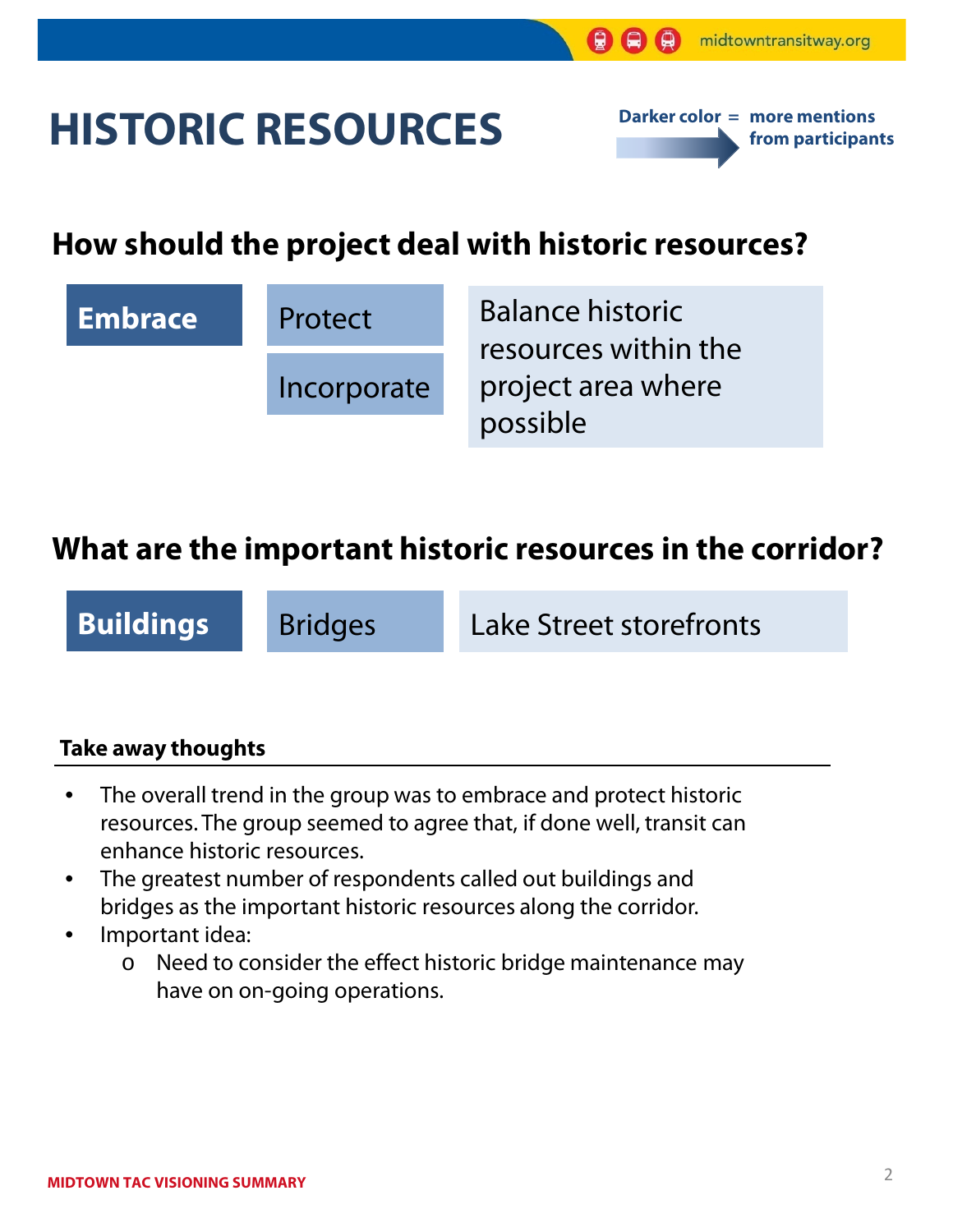# HISTORIC RESOURCES

**Darker color = more mentions from participants**

## How should the project deal with historic resources?

**Embrace**

Protect

Incorporate

Balance historic resources within the project area where possible

## What are the important historic resources in the corridor?

**Buildings**

Bridges

Lake Street storefronts

### Take away thoughts

- The overall trend in the group was to embrace and protect historic resources. The group seemed to agree that, if done well, transit can enhance historic resources.
- The greatest number of respondents called out buildings and bridges as the important historic resources along the corridor.
- Important idea:
  - Need to consider the effect historic bridge maintenance may have on on-going operations.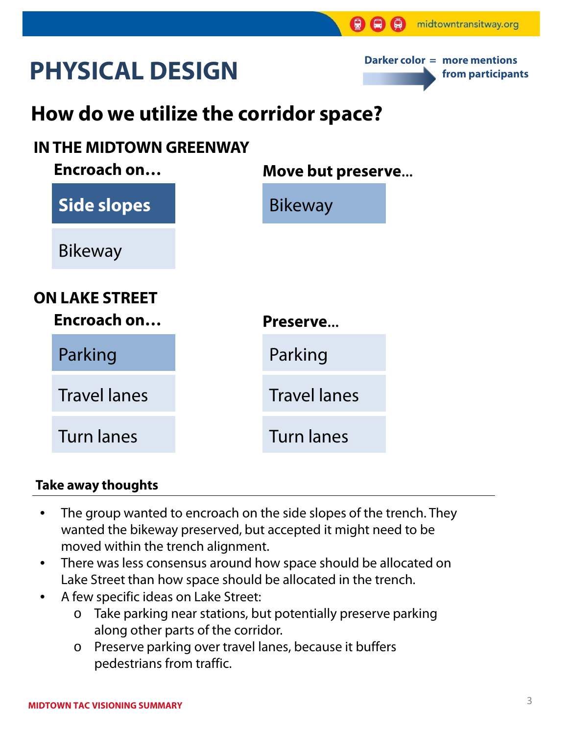# PHYSICAL DESIGN

Darker color = more mentions from participants

## How do we utilize the corridor space?

### IN THE MIDTOWN GREENWAY

| Encroach on… | Move but preserve… |
|---|---|
| **Side slopes** | Bikeway |
| Bikeway | |

### ON LAKE STREET

| Encroach on… | Preserve… |
|---|---|
| Parking | Parking |
| Travel lanes | Travel lanes |
| Turn lanes | Turn lanes |

**Take away thoughts**

- The group wanted to encroach on the side slopes of the trench. They wanted the bikeway preserved, but accepted it might need to be moved within the trench alignment.
- There was less consensus around how space should be allocated on Lake Street than how space should be allocated in the trench.
- A few specific ideas on Lake Street:
  - Take parking near stations, but potentially preserve parking along other parts of the corridor.
  - Preserve parking over travel lanes, because it buffers pedestrians from traffic.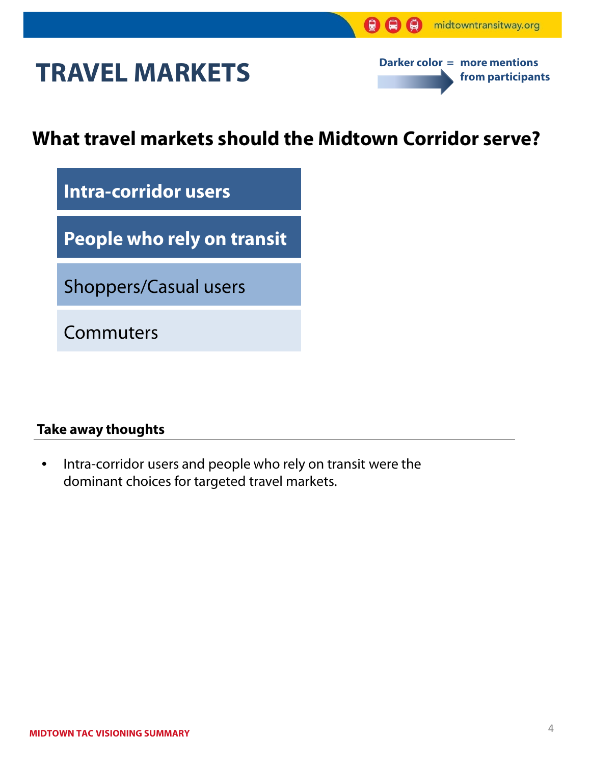# TRAVEL MARKETS

Darker color = more mentions from participants

## What travel markets should the Midtown Corridor serve?

- **Intra-corridor users**
- **People who rely on transit**
- Shoppers/Casual users
- Commuters

### Take away thoughts

- Intra-corridor users and people who rely on transit were the dominant choices for targeted travel markets.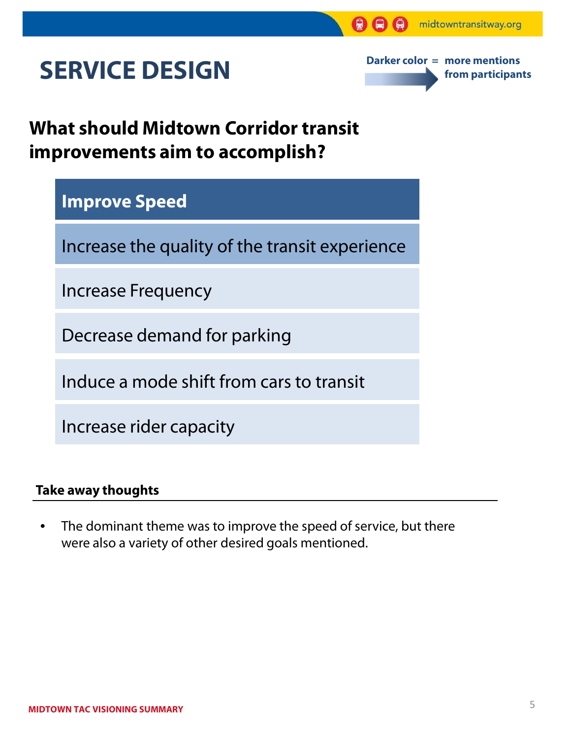# SERVICE DESIGN

**Darker color = more mentions from participants**

## What should Midtown Corridor transit improvements aim to accomplish?

- **Improve Speed**
- Increase the quality of the transit experience
- Increase Frequency
- Decrease demand for parking
- Induce a mode shift from cars to transit
- Increase rider capacity

### Take away thoughts

- The dominant theme was to improve the speed of service, but there were also a variety of other desired goals mentioned.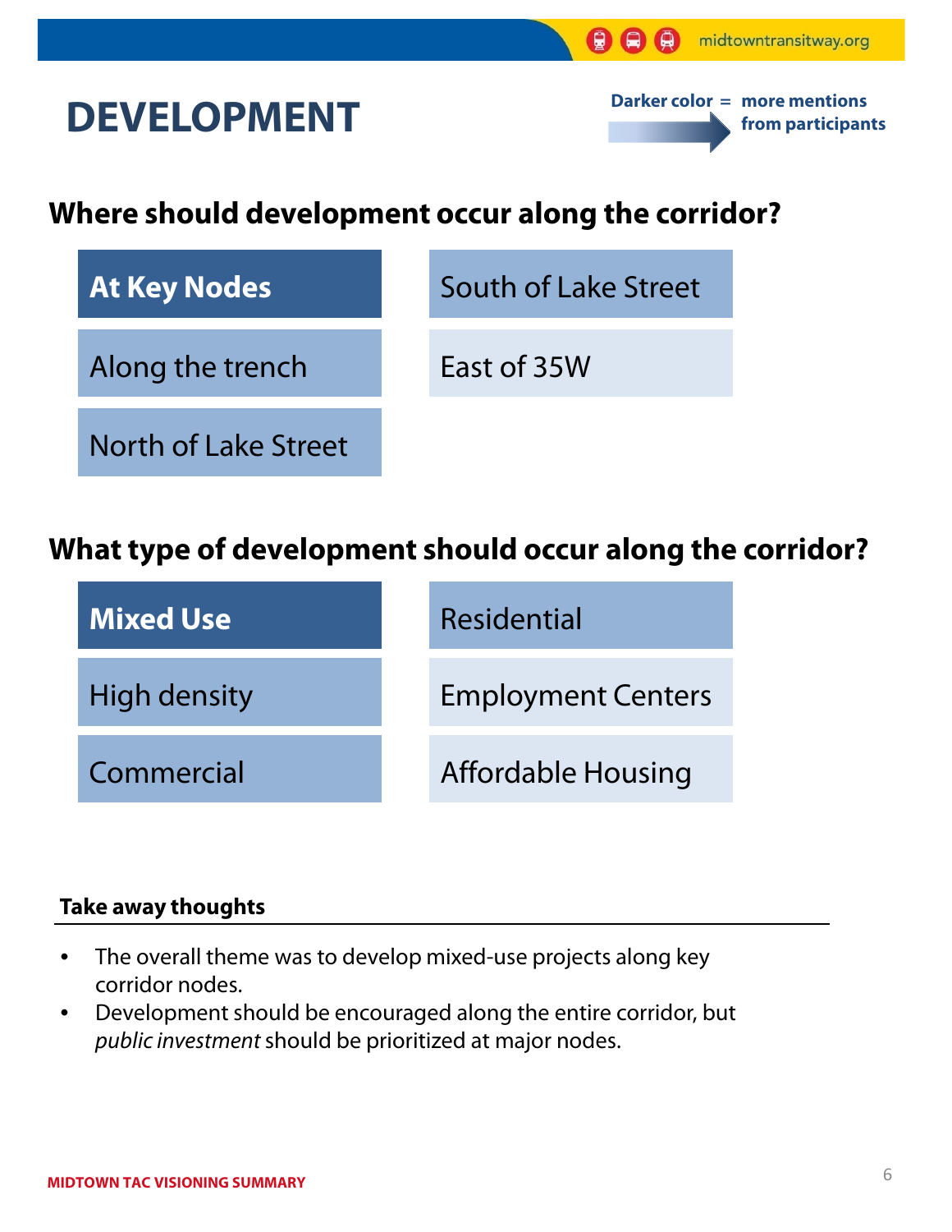# DEVELOPMENT

Darker color = more mentions from participants

## Where should development occur along the corridor?

| | |
|---|---|
| **At Key Nodes** | South of Lake Street |
| Along the trench | East of 35W |
| North of Lake Street | |

## What type of development should occur along the corridor?

| | |
|---|---|
| **Mixed Use** | Residential |
| High density | Employment Centers |
| Commercial | Affordable Housing |

### Take away thoughts

- The overall theme was to develop mixed-use projects along key corridor nodes.
- Development should be encouraged along the entire corridor, but *public investment* should be prioritized at major nodes.